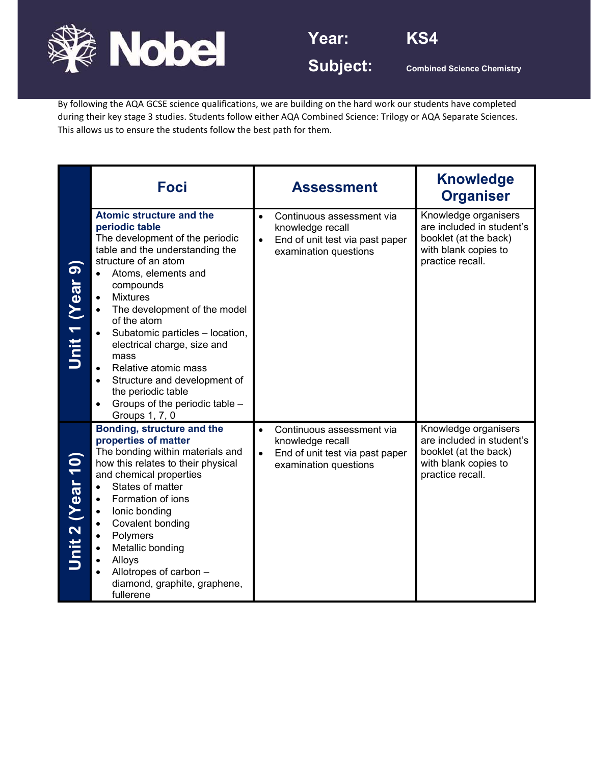**Nobel**

**Year:** KS4

**Subject:** Combined Science Chemistry

By following the AQA GCSE science qualifications, we are building on the hard work our students have completed during their key stage 3 studies. Students follow either AQA Combined Science: Trilogy or AQA Separate Sciences. This allows us to ensure the students follow the best path for them.

| | Foci | Assessment | Knowledge Organiser |
|---|---|---|---|
| **Unit 1 (Year 9)** | **Atomic structure and the periodic table**<br>The development of the periodic table and the understanding the structure of an atom<br>• Atoms, elements and compounds<br>• Mixtures<br>• The development of the model of the atom<br>• Subatomic particles – location, electrical charge, size and mass<br>• Relative atomic mass<br>• Structure and development of the periodic table<br>• Groups of the periodic table – Groups 1, 7, 0 | • Continuous assessment via knowledge recall<br>• End of unit test via past paper examination questions | Knowledge organisers are included in student's booklet (at the back) with blank copies to practice recall. |
| **Unit 2 (Year 10)** | **Bonding, structure and the properties of matter**<br>The bonding within materials and how this relates to their physical and chemical properties<br>• States of matter<br>• Formation of ions<br>• Ionic bonding<br>• Covalent bonding<br>• Polymers<br>• Metallic bonding<br>• Alloys<br>• Allotropes of carbon – diamond, graphite, graphene, fullerene | • Continuous assessment via knowledge recall<br>• End of unit test via past paper examination questions | Knowledge organisers are included in student's booklet (at the back) with blank copies to practice recall. |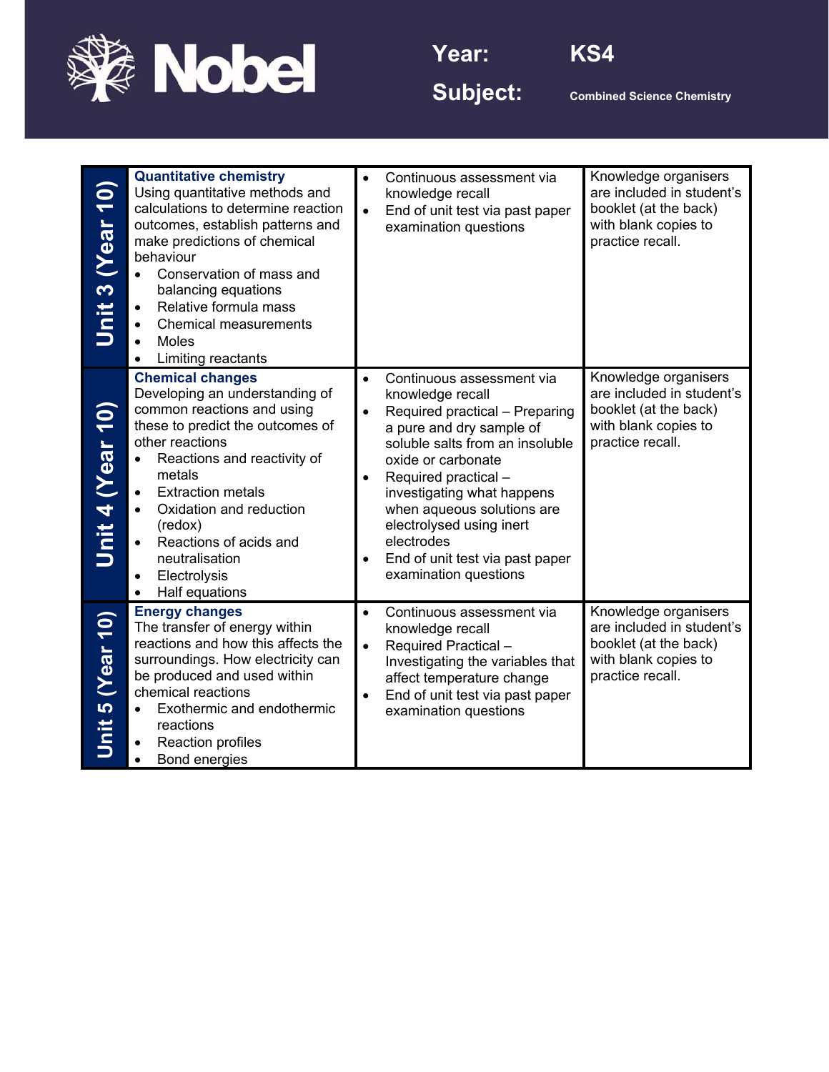**Year:** KS4

**Subject:** Combined Science Chemistry

| Unit | Content | Assessment | Resources |
| --- | --- | --- | --- |
| Unit 3 (Year 10) | **Quantitative chemistry**<br>Using quantitative methods and calculations to determine reaction outcomes, establish patterns and make predictions of chemical behaviour<br>• Conservation of mass and balancing equations<br>• Relative formula mass<br>• Chemical measurements<br>• Moles<br>• Limiting reactants | • Continuous assessment via knowledge recall<br>• End of unit test via past paper examination questions | Knowledge organisers are included in student's booklet (at the back) with blank copies to practice recall. |
| Unit 4 (Year 10) | **Chemical changes**<br>Developing an understanding of common reactions and using these to predict the outcomes of other reactions<br>• Reactions and reactivity of metals<br>• Extraction metals<br>• Oxidation and reduction (redox)<br>• Reactions of acids and neutralisation<br>• Electrolysis<br>• Half equations | • Continuous assessment via knowledge recall<br>• Required practical – Preparing a pure and dry sample of soluble salts from an insoluble oxide or carbonate<br>• Required practical – investigating what happens when aqueous solutions are electrolysed using inert electrodes<br>• End of unit test via past paper examination questions | Knowledge organisers are included in student's booklet (at the back) with blank copies to practice recall. |
| Unit 5 (Year 10) | **Energy changes**<br>The transfer of energy within reactions and how this affects the surroundings. How electricity can be produced and used within chemical reactions<br>• Exothermic and endothermic reactions<br>• Reaction profiles<br>• Bond energies | • Continuous assessment via knowledge recall<br>• Required Practical – Investigating the variables that affect temperature change<br>• End of unit test via past paper examination questions | Knowledge organisers are included in student's booklet (at the back) with blank copies to practice recall. |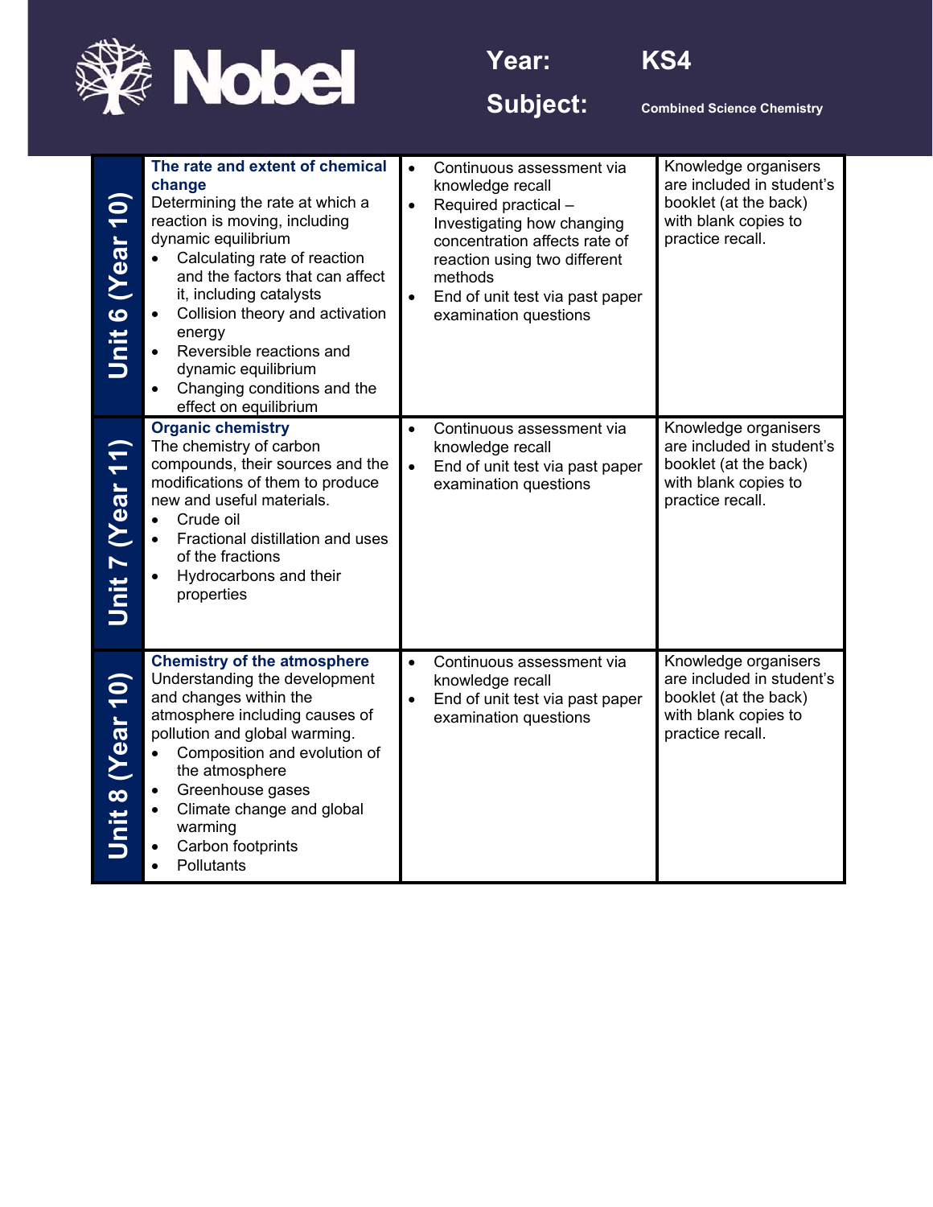**Year:** KS4

**Subject:** Combined Science Chemistry

| | | | |
|---|---|---|---|
| **Unit 6 (Year 10)** | **The rate and extent of chemical change**<br>Determining the rate at which a reaction is moving, including dynamic equilibrium<br>• Calculating rate of reaction and the factors that can affect it, including catalysts<br>• Collision theory and activation energy<br>• Reversible reactions and dynamic equilibrium<br>• Changing conditions and the effect on equilibrium | • Continuous assessment via knowledge recall<br>• Required practical – Investigating how changing concentration affects rate of reaction using two different methods<br>• End of unit test via past paper examination questions | Knowledge organisers are included in student's booklet (at the back) with blank copies to practice recall. |
| **Unit 7 (Year 11)** | **Organic chemistry**<br>The chemistry of carbon compounds, their sources and the modifications of them to produce new and useful materials.<br>• Crude oil<br>• Fractional distillation and uses of the fractions<br>• Hydrocarbons and their properties | • Continuous assessment via knowledge recall<br>• End of unit test via past paper examination questions | Knowledge organisers are included in student's booklet (at the back) with blank copies to practice recall. |
| **Unit 8 (Year 10)** | **Chemistry of the atmosphere**<br>Understanding the development and changes within the atmosphere including causes of pollution and global warming.<br>• Composition and evolution of the atmosphere<br>• Greenhouse gases<br>• Climate change and global warming<br>• Carbon footprints<br>• Pollutants | • Continuous assessment via knowledge recall<br>• End of unit test via past paper examination questions | Knowledge organisers are included in student's booklet (at the back) with blank copies to practice recall. |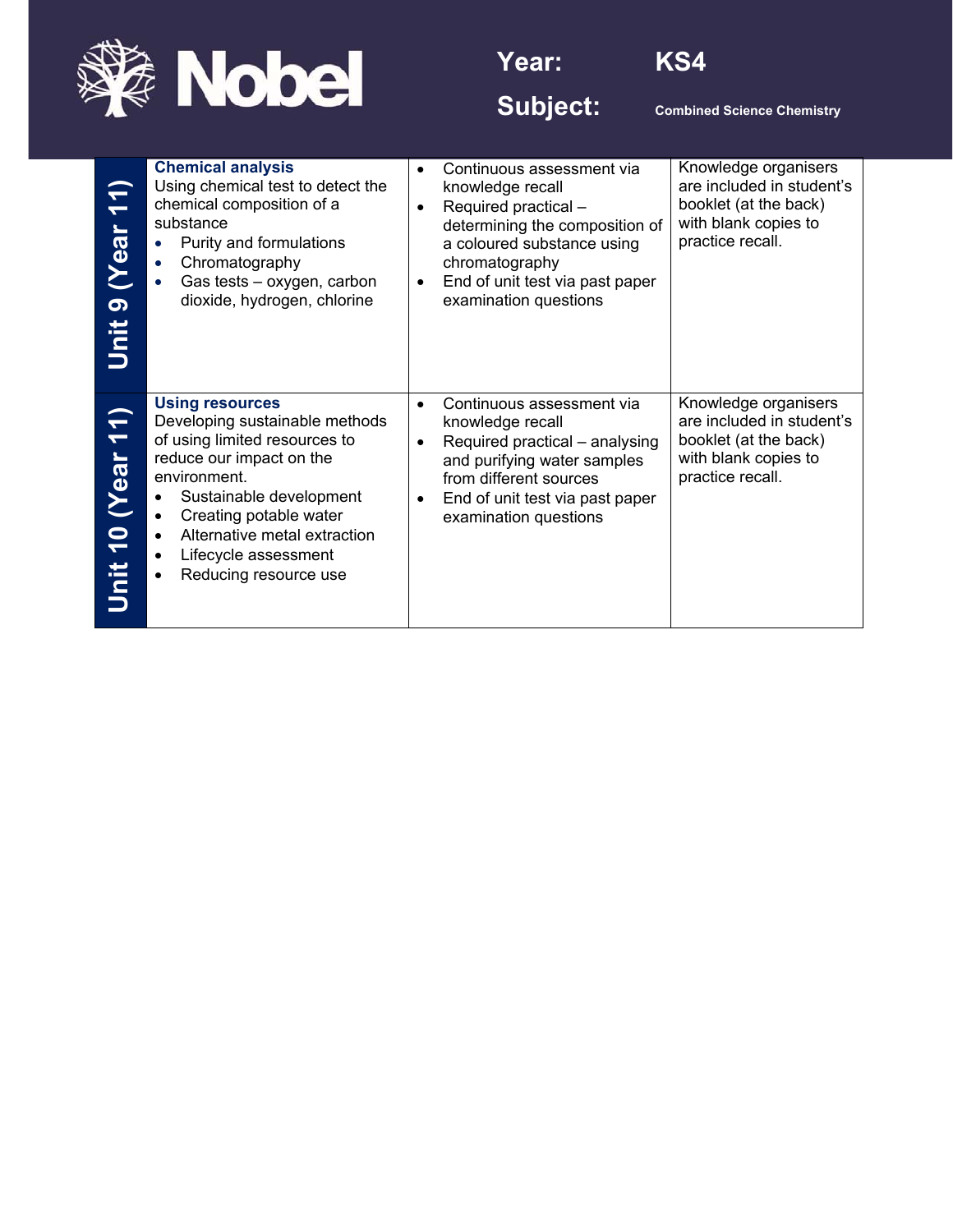Year: KS4

Subject: Combined Science Chemistry

| | | | |
|---|---|---|---|
| Unit 9 (Year 11) | **Chemical analysis**<br>Using chemical test to detect the chemical composition of a substance<br>• Purity and formulations<br>• Chromatography<br>• Gas tests – oxygen, carbon dioxide, hydrogen, chlorine | • Continuous assessment via knowledge recall<br>• Required practical – determining the composition of a coloured substance using chromatography<br>• End of unit test via past paper examination questions | Knowledge organisers are included in student's booklet (at the back) with blank copies to practice recall. |
| Unit 10 (Year 11) | **Using resources**<br>Developing sustainable methods of using limited resources to reduce our impact on the environment.<br>• Sustainable development<br>• Creating potable water<br>• Alternative metal extraction<br>• Lifecycle assessment<br>• Reducing resource use | • Continuous assessment via knowledge recall<br>• Required practical – analysing and purifying water samples from different sources<br>• End of unit test via past paper examination questions | Knowledge organisers are included in student's booklet (at the back) with blank copies to practice recall. |